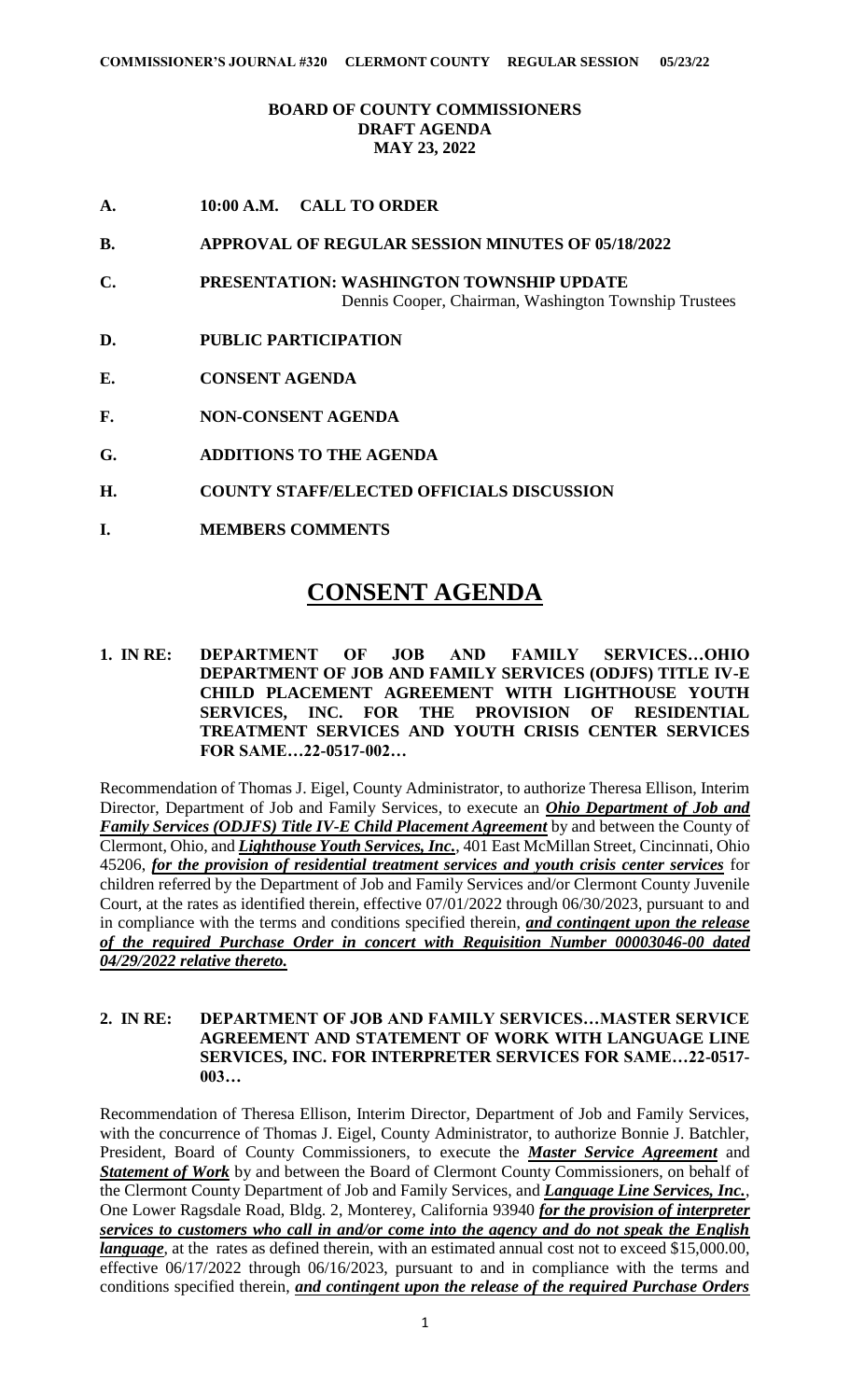**BOARD OF COUNTY COMMISSIONERS**
**DRAFT AGENDA**
**MAY 23, 2022**

**A. 10:00 A.M. CALL TO ORDER**

**B. APPROVAL OF REGULAR SESSION MINUTES OF 05/18/2022**

**C. PRESENTATION: WASHINGTON TOWNSHIP UPDATE**
Dennis Cooper, Chairman, Washington Township Trustees

**D. PUBLIC PARTICIPATION**

**E. CONSENT AGENDA**

**F. NON-CONSENT AGENDA**

**G. ADDITIONS TO THE AGENDA**

**H. COUNTY STAFF/ELECTED OFFICIALS DISCUSSION**

**I. MEMBERS COMMENTS**

# CONSENT AGENDA

**1. IN RE: DEPARTMENT OF JOB AND FAMILY SERVICES…OHIO DEPARTMENT OF JOB AND FAMILY SERVICES (ODJFS) TITLE IV-E CHILD PLACEMENT AGREEMENT WITH LIGHTHOUSE YOUTH SERVICES, INC. FOR THE PROVISION OF RESIDENTIAL TREATMENT SERVICES AND YOUTH CRISIS CENTER SERVICES FOR SAME…22-0517-002…**

Recommendation of Thomas J. Eigel, County Administrator, to authorize Theresa Ellison, Interim Director, Department of Job and Family Services, to execute an ***Ohio Department of Job and Family Services (ODJFS) Title IV-E Child Placement Agreement*** by and between the County of Clermont, Ohio, and ***Lighthouse Youth Services, Inc.***, 401 East McMillan Street, Cincinnati, Ohio 45206, ***for the provision of residential treatment services and youth crisis center services*** for children referred by the Department of Job and Family Services and/or Clermont County Juvenile Court, at the rates as identified therein, effective 07/01/2022 through 06/30/2023, pursuant to and in compliance with the terms and conditions specified therein, ***and contingent upon the release of the required Purchase Order in concert with Requisition Number 00003046-00 dated 04/29/2022 relative thereto.***

**2. IN RE: DEPARTMENT OF JOB AND FAMILY SERVICES…MASTER SERVICE AGREEMENT AND STATEMENT OF WORK WITH LANGUAGE LINE SERVICES, INC. FOR INTERPRETER SERVICES FOR SAME…22-0517-003…**

Recommendation of Theresa Ellison, Interim Director, Department of Job and Family Services, with the concurrence of Thomas J. Eigel, County Administrator, to authorize Bonnie J. Batchler, President, Board of County Commissioners, to execute the ***Master Service Agreement*** and ***Statement of Work*** by and between the Board of Clermont County Commissioners, on behalf of the Clermont County Department of Job and Family Services, and ***Language Line Services, Inc.***, One Lower Ragsdale Road, Bldg. 2, Monterey, California 93940 ***for the provision of interpreter services to customers who call in and/or come into the agency and do not speak the English language***, at the rates as defined therein, with an estimated annual cost not to exceed $15,000.00, effective 06/17/2022 through 06/16/2023, pursuant to and in compliance with the terms and conditions specified therein, ***and contingent upon the release of the required Purchase Orders***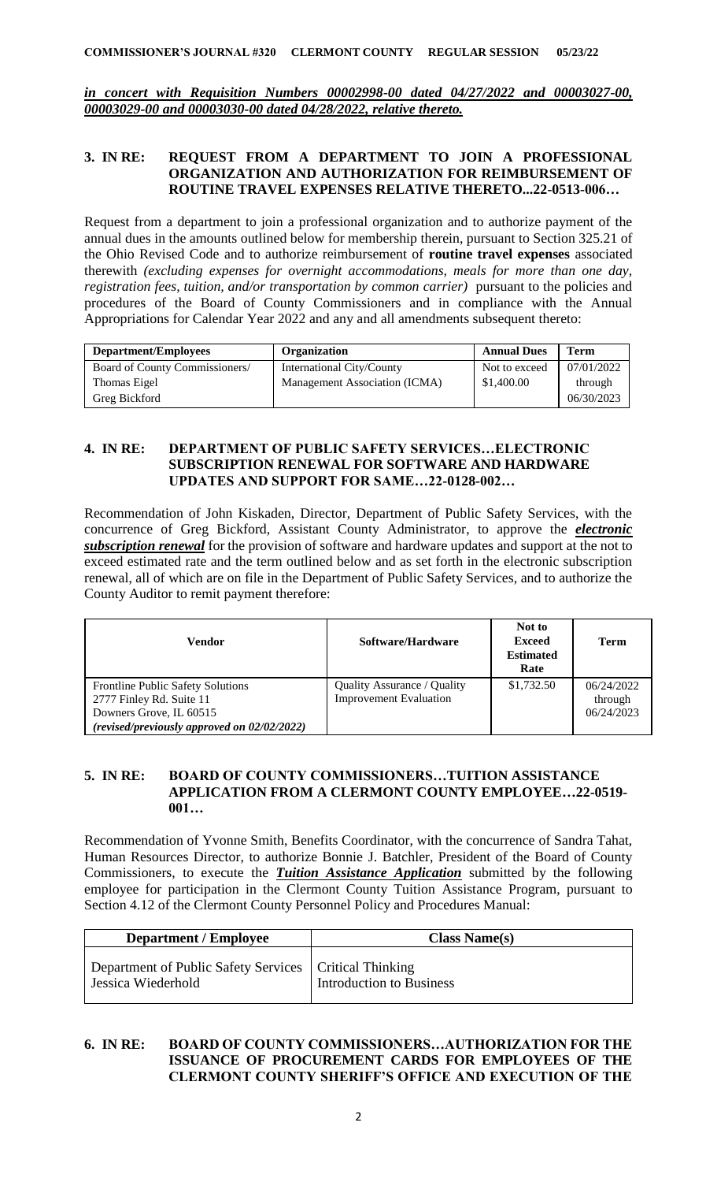***in concert with Requisition Numbers 00002998-00 dated 04/27/2022 and 00003027-00, 00003029-00 and 00003030-00 dated 04/28/2022, relative thereto.***

### 3. IN RE: REQUEST FROM A DEPARTMENT TO JOIN A PROFESSIONAL ORGANIZATION AND AUTHORIZATION FOR REIMBURSEMENT OF ROUTINE TRAVEL EXPENSES RELATIVE THERETO...22-0513-006…

Request from a department to join a professional organization and to authorize payment of the annual dues in the amounts outlined below for membership therein, pursuant to Section 325.21 of the Ohio Revised Code and to authorize reimbursement of **routine travel expenses** associated therewith *(excluding expenses for overnight accommodations, meals for more than one day, registration fees, tuition, and/or transportation by common carrier)* pursuant to the policies and procedures of the Board of County Commissioners and in compliance with the Annual Appropriations for Calendar Year 2022 and any and all amendments subsequent thereto:

| Department/Employees | Organization | Annual Dues | Term |
|---|---|---|---|
| Board of County Commissioners/ Thomas Eigel Greg Bickford | International City/County Management Association (ICMA) | Not to exceed $1,400.00 | 07/01/2022 through 06/30/2023 |

### 4. IN RE: DEPARTMENT OF PUBLIC SAFETY SERVICES…ELECTRONIC SUBSCRIPTION RENEWAL FOR SOFTWARE AND HARDWARE UPDATES AND SUPPORT FOR SAME…22-0128-002…

Recommendation of John Kiskaden, Director, Department of Public Safety Services, with the concurrence of Greg Bickford, Assistant County Administrator, to approve the ***electronic subscription renewal*** for the provision of software and hardware updates and support at the not to exceed estimated rate and the term outlined below and as set forth in the electronic subscription renewal, all of which are on file in the Department of Public Safety Services, and to authorize the County Auditor to remit payment therefore:

| Vendor | Software/Hardware | Not to Exceed Estimated Rate | Term |
|---|---|---|---|
| Frontline Public Safety Solutions 2777 Finley Rd. Suite 11 Downers Grove, IL 60515 *(revised/previously approved on 02/02/2022)* | Quality Assurance / Quality Improvement Evaluation | $1,732.50 | 06/24/2022 through 06/24/2023 |

### 5. IN RE: BOARD OF COUNTY COMMISSIONERS…TUITION ASSISTANCE APPLICATION FROM A CLERMONT COUNTY EMPLOYEE…22-0519-001…

Recommendation of Yvonne Smith, Benefits Coordinator, with the concurrence of Sandra Tahat, Human Resources Director, to authorize Bonnie J. Batchler, President of the Board of County Commissioners, to execute the ***Tuition Assistance Application*** submitted by the following employee for participation in the Clermont County Tuition Assistance Program, pursuant to Section 4.12 of the Clermont County Personnel Policy and Procedures Manual:

| Department / Employee | Class Name(s) |
|---|---|
| Department of Public Safety Services Jessica Wiederhold | Critical Thinking Introduction to Business |

### 6. IN RE: BOARD OF COUNTY COMMISSIONERS…AUTHORIZATION FOR THE ISSUANCE OF PROCUREMENT CARDS FOR EMPLOYEES OF THE CLERMONT COUNTY SHERIFF'S OFFICE AND EXECUTION OF THE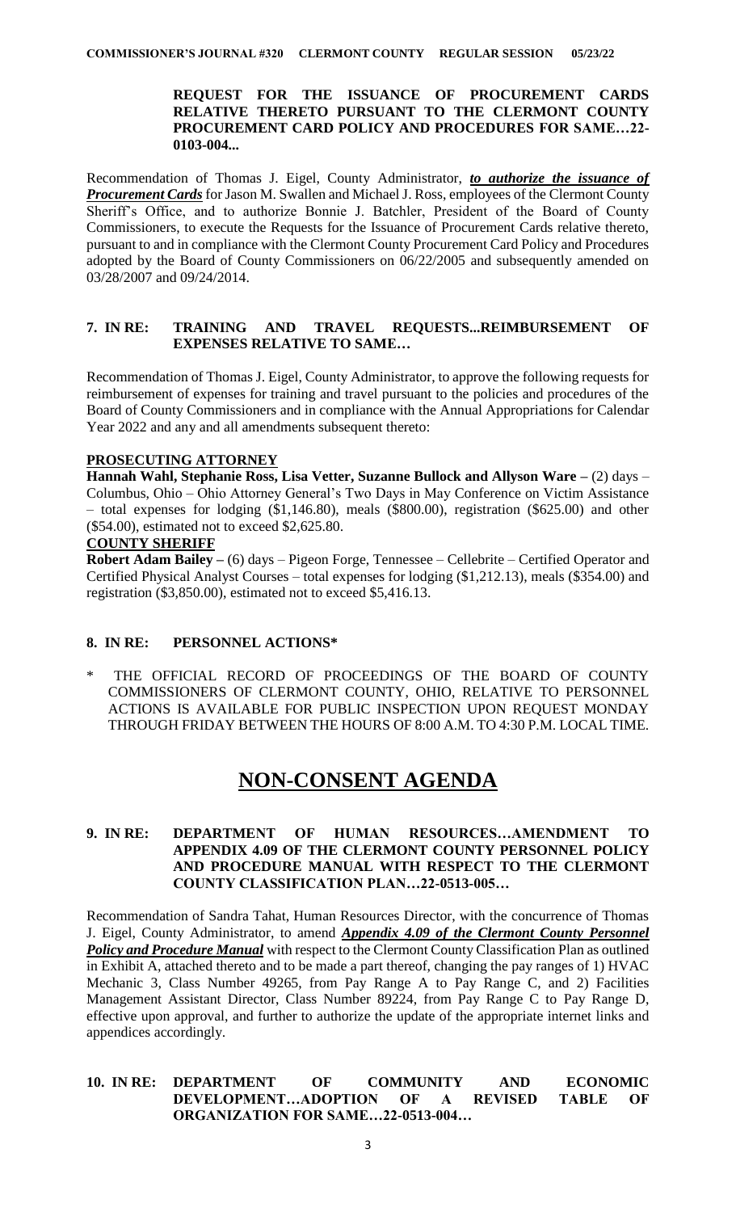**REQUEST FOR THE ISSUANCE OF PROCUREMENT CARDS RELATIVE THERETO PURSUANT TO THE CLERMONT COUNTY PROCUREMENT CARD POLICY AND PROCEDURES FOR SAME…22-0103-004...**

Recommendation of Thomas J. Eigel, County Administrator, ***to authorize the issuance of Procurement Cards*** for Jason M. Swallen and Michael J. Ross, employees of the Clermont County Sheriff's Office, and to authorize Bonnie J. Batchler, President of the Board of County Commissioners, to execute the Requests for the Issuance of Procurement Cards relative thereto, pursuant to and in compliance with the Clermont County Procurement Card Policy and Procedures adopted by the Board of County Commissioners on 06/22/2005 and subsequently amended on 03/28/2007 and 09/24/2014.

## 7. IN RE: TRAINING AND TRAVEL REQUESTS...REIMBURSEMENT OF EXPENSES RELATIVE TO SAME…

Recommendation of Thomas J. Eigel, County Administrator, to approve the following requests for reimbursement of expenses for training and travel pursuant to the policies and procedures of the Board of County Commissioners and in compliance with the Annual Appropriations for Calendar Year 2022 and any and all amendments subsequent thereto:

**PROSECUTING ATTORNEY**

**Hannah Wahl, Stephanie Ross, Lisa Vetter, Suzanne Bullock and Allyson Ware –** (2) days – Columbus, Ohio – Ohio Attorney General's Two Days in May Conference on Victim Assistance – total expenses for lodging ($1,146.80), meals ($800.00), registration ($625.00) and other ($54.00), estimated not to exceed $2,625.80.

**COUNTY SHERIFF**

**Robert Adam Bailey –** (6) days – Pigeon Forge, Tennessee – Cellebrite – Certified Operator and Certified Physical Analyst Courses – total expenses for lodging ($1,212.13), meals ($354.00) and registration ($3,850.00), estimated not to exceed $5,416.13.

## 8. IN RE: PERSONNEL ACTIONS*

\* THE OFFICIAL RECORD OF PROCEEDINGS OF THE BOARD OF COUNTY COMMISSIONERS OF CLERMONT COUNTY, OHIO, RELATIVE TO PERSONNEL ACTIONS IS AVAILABLE FOR PUBLIC INSPECTION UPON REQUEST MONDAY THROUGH FRIDAY BETWEEN THE HOURS OF 8:00 A.M. TO 4:30 P.M. LOCAL TIME.

# NON-CONSENT AGENDA

## 9. IN RE: DEPARTMENT OF HUMAN RESOURCES…AMENDMENT TO APPENDIX 4.09 OF THE CLERMONT COUNTY PERSONNEL POLICY AND PROCEDURE MANUAL WITH RESPECT TO THE CLERMONT COUNTY CLASSIFICATION PLAN…22-0513-005…

Recommendation of Sandra Tahat, Human Resources Director, with the concurrence of Thomas J. Eigel, County Administrator, to amend ***Appendix 4.09 of the Clermont County Personnel Policy and Procedure Manual*** with respect to the Clermont County Classification Plan as outlined in Exhibit A, attached thereto and to be made a part thereof, changing the pay ranges of 1) HVAC Mechanic 3, Class Number 49265, from Pay Range A to Pay Range C, and 2) Facilities Management Assistant Director, Class Number 89224, from Pay Range C to Pay Range D, effective upon approval, and further to authorize the update of the appropriate internet links and appendices accordingly.

## 10. IN RE: DEPARTMENT OF COMMUNITY AND ECONOMIC DEVELOPMENT…ADOPTION OF A REVISED TABLE OF ORGANIZATION FOR SAME…22-0513-004…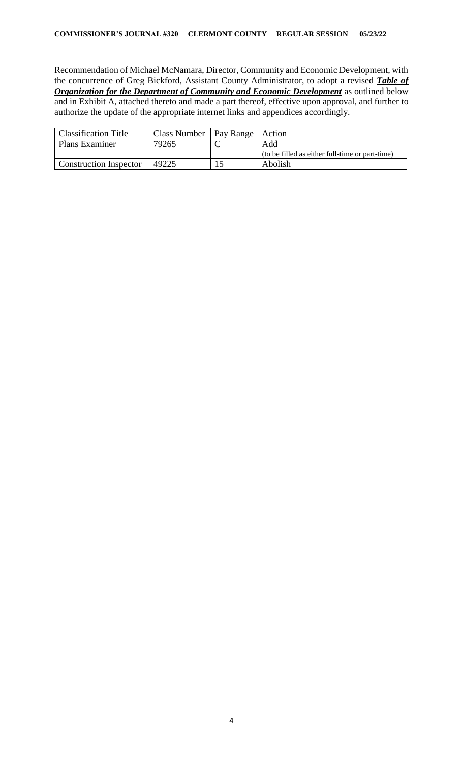Recommendation of Michael McNamara, Director, Community and Economic Development, with the concurrence of Greg Bickford, Assistant County Administrator, to adopt a revised ***Table of Organization for the Department of Community and Economic Development*** as outlined below and in Exhibit A, attached thereto and made a part thereof, effective upon approval, and further to authorize the update of the appropriate internet links and appendices accordingly.

| Classification Title | Class Number | Pay Range | Action |
|---|---|---|---|
| Plans Examiner | 79265 | C | Add<br>(to be filled as either full-time or part-time) |
| Construction Inspector | 49225 | 15 | Abolish |